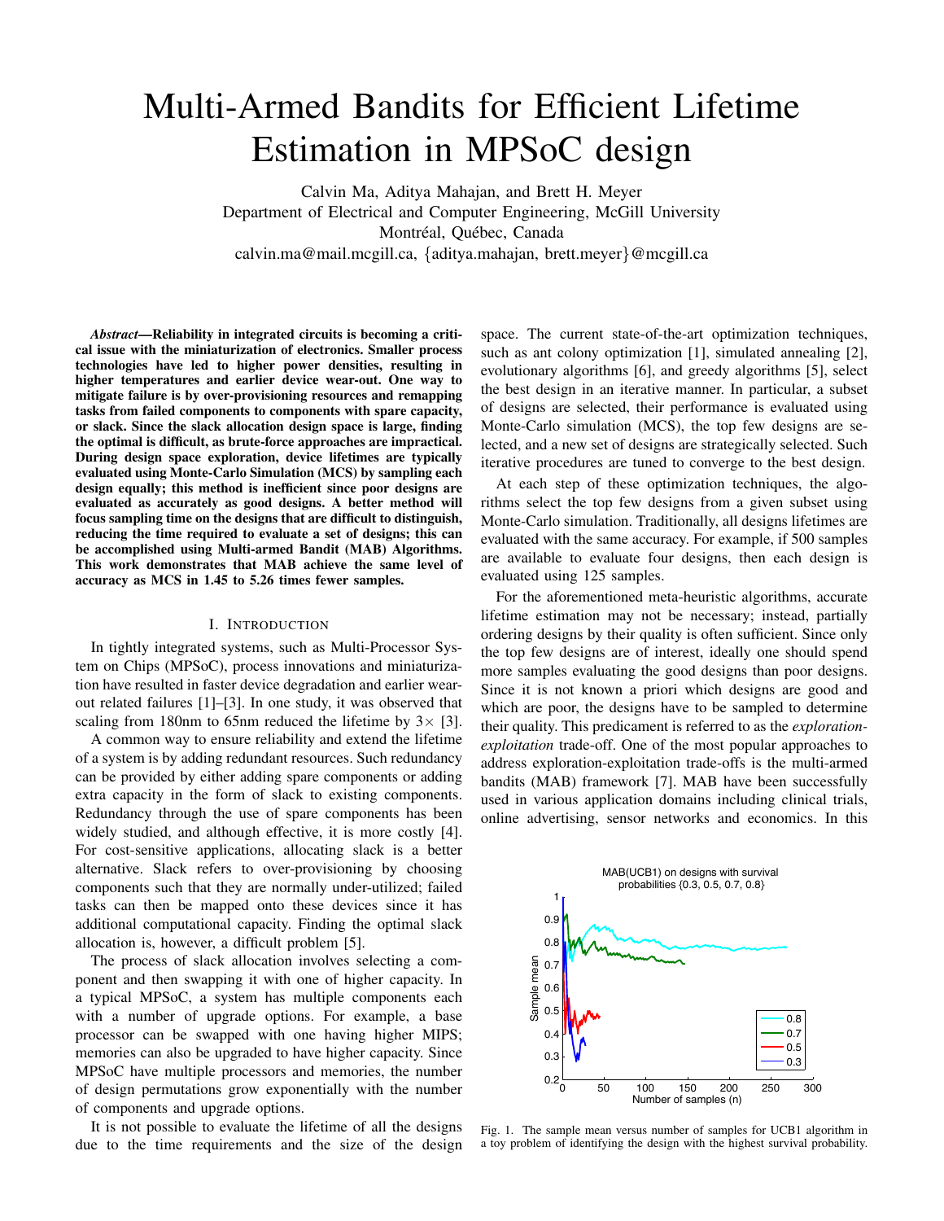# Multi-Armed Bandits for Efficient Lifetime Estimation in MPSoC design

Calvin Ma, Aditya Mahajan, and Brett H. Meyer
Department of Electrical and Computer Engineering, McGill University
Montréal, Québec, Canada
calvin.ma@mail.mcgill.ca, {aditya.mahajan, brett.meyer}@mcgill.ca

***Abstract*—Reliability in integrated circuits is becoming a critical issue with the miniaturization of electronics. Smaller process technologies have led to higher power densities, resulting in higher temperatures and earlier device wear-out. One way to mitigate failure is by over-provisioning resources and remapping tasks from failed components to components with spare capacity, or slack. Since the slack allocation design space is large, finding the optimal is difficult, as brute-force approaches are impractical. During design space exploration, device lifetimes are typically evaluated using Monte-Carlo Simulation (MCS) by sampling each design equally; this method is inefficient since poor designs are evaluated as accurately as good designs. A better method will focus sampling time on the designs that are difficult to distinguish, reducing the time required to evaluate a set of designs; this can be accomplished using Multi-armed Bandit (MAB) Algorithms. This work demonstrates that MAB achieve the same level of accuracy as MCS in 1.45 to 5.26 times fewer samples.**

## I. Introduction

In tightly integrated systems, such as Multi-Processor System on Chips (MPSoC), process innovations and miniaturization have resulted in faster device degradation and earlier wear-out related failures [1]–[3]. In one study, it was observed that scaling from 180nm to 65nm reduced the lifetime by 3× [3].

A common way to ensure reliability and extend the lifetime of a system is by adding redundant resources. Such redundancy can be provided by either adding spare components or adding extra capacity in the form of slack to existing components. Redundancy through the use of spare components has been widely studied, and although effective, it is more costly [4]. For cost-sensitive applications, allocating slack is a better alternative. Slack refers to over-provisioning by choosing components such that they are normally under-utilized; failed tasks can then be mapped onto these devices since it has additional computational capacity. Finding the optimal slack allocation is, however, a difficult problem [5].

The process of slack allocation involves selecting a component and then swapping it with one of higher capacity. In a typical MPSoC, a system has multiple components each with a number of upgrade options. For example, a base processor can be swapped with one having higher MIPS; memories can also be upgraded to have higher capacity. Since MPSoC have multiple processors and memories, the number of design permutations grow exponentially with the number of components and upgrade options.

It is not possible to evaluate the lifetime of all the designs due to the time requirements and the size of the design space. The current state-of-the-art optimization techniques, such as ant colony optimization [1], simulated annealing [2], evolutionary algorithms [6], and greedy algorithms [5], select the best design in an iterative manner. In particular, a subset of designs are selected, their performance is evaluated using Monte-Carlo simulation (MCS), the top few designs are selected, and a new set of designs are strategically selected. Such iterative procedures are tuned to converge to the best design.

At each step of these optimization techniques, the algorithms select the top few designs from a given subset using Monte-Carlo simulation. Traditionally, all designs lifetimes are evaluated with the same accuracy. For example, if 500 samples are available to evaluate four designs, then each design is evaluated using 125 samples.

For the aforementioned meta-heuristic algorithms, accurate lifetime estimation may not be necessary; instead, partially ordering designs by their quality is often sufficient. Since only the top few designs are of interest, ideally one should spend more samples evaluating the good designs than poor designs. Since it is not known a priori which designs are good and which are poor, the designs have to be sampled to determine their quality. This predicament is referred to as the *exploration-exploitation* trade-off. One of the most popular approaches to address exploration-exploitation trade-offs is the multi-armed bandits (MAB) framework [7]. MAB have been successfully used in various application domains including clinical trials, online advertising, sensor networks and economics. In this

Fig. 1. The sample mean versus number of samples for UCB1 algorithm in a toy problem of identifying the design with the highest survival probability.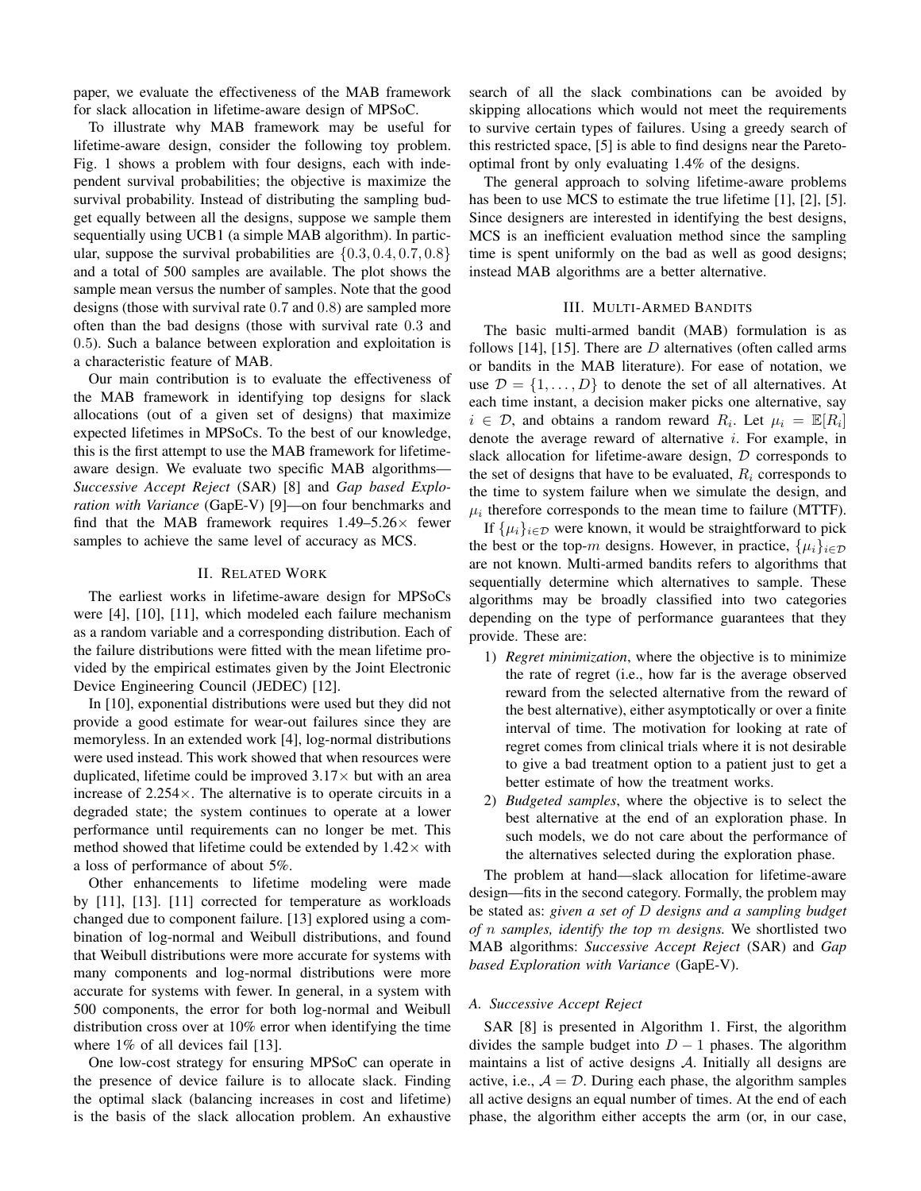paper, we evaluate the effectiveness of the MAB framework for slack allocation in lifetime-aware design of MPSoC.

To illustrate why MAB framework may be useful for lifetime-aware design, consider the following toy problem. Fig. 1 shows a problem with four designs, each with independent survival probabilities; the objective is maximize the survival probability. Instead of distributing the sampling budget equally between all the designs, suppose we sample them sequentially using UCB1 (a simple MAB algorithm). In particular, suppose the survival probabilities are $\{0.3, 0.4, 0.7, 0.8\}$ and a total of 500 samples are available. The plot shows the sample mean versus the number of samples. Note that the good designs (those with survival rate $0.7$ and $0.8$) are sampled more often than the bad designs (those with survival rate $0.3$ and $0.5$). Such a balance between exploration and exploitation is a characteristic feature of MAB.

Our main contribution is to evaluate the effectiveness of the MAB framework in identifying top designs for slack allocations (out of a given set of designs) that maximize expected lifetimes in MPSoCs. To the best of our knowledge, this is the first attempt to use the MAB framework for lifetime-aware design. We evaluate two specific MAB algorithms—*Successive Accept Reject* (SAR) [8] and *Gap based Exploration with Variance* (GapE-V) [9]—on four benchmarks and find that the MAB framework requires 1.49–5.26× fewer samples to achieve the same level of accuracy as MCS.

## II. Related Work

The earliest works in lifetime-aware design for MPSoCs were [4], [10], [11], which modeled each failure mechanism as a random variable and a corresponding distribution. Each of the failure distributions were fitted with the mean lifetime provided by the empirical estimates given by the Joint Electronic Device Engineering Council (JEDEC) [12].

In [10], exponential distributions were used but they did not provide a good estimate for wear-out failures since they are memoryless. In an extended work [4], log-normal distributions were used instead. This work showed that when resources were duplicated, lifetime could be improved 3.17× but with an area increase of 2.254×. The alternative is to operate circuits in a degraded state; the system continues to operate at a lower performance until requirements can no longer be met. This method showed that lifetime could be extended by 1.42× with a loss of performance of about 5%.

Other enhancements to lifetime modeling were made by [11], [13]. [11] corrected for temperature as workloads changed due to component failure. [13] explored using a combination of log-normal and Weibull distributions, and found that Weibull distributions were more accurate for systems with many components and log-normal distributions were more accurate for systems with fewer. In general, in a system with 500 components, the error for both log-normal and Weibull distribution cross over at 10% error when identifying the time where 1% of all devices fail [13].

One low-cost strategy for ensuring MPSoC can operate in the presence of device failure is to allocate slack. Finding the optimal slack (balancing increases in cost and lifetime) is the basis of the slack allocation problem. An exhaustive search of all the slack combinations can be avoided by skipping allocations which would not meet the requirements to survive certain types of failures. Using a greedy search of this restricted space, [5] is able to find designs near the Pareto-optimal front by only evaluating 1.4% of the designs.

The general approach to solving lifetime-aware problems has been to use MCS to estimate the true lifetime [1], [2], [5]. Since designers are interested in identifying the best designs, MCS is an inefficient evaluation method since the sampling time is spent uniformly on the bad as well as good designs; instead MAB algorithms are a better alternative.

## III. Multi-Armed Bandits

The basic multi-armed bandit (MAB) formulation is as follows [14], [15]. There are $D$ alternatives (often called arms or bandits in the MAB literature). For ease of notation, we use $\mathcal{D} = \{1, \dots, D\}$ to denote the set of all alternatives. At each time instant, a decision maker picks one alternative, say $i \in \mathcal{D}$, and obtains a random reward $R_i$. Let $\mu_i = \mathbb{E}[R_i]$ denote the average reward of alternative $i$. For example, in slack allocation for lifetime-aware design, $\mathcal{D}$ corresponds to the set of designs that have to be evaluated, $R_i$ corresponds to the time to system failure when we simulate the design, and $\mu_i$ therefore corresponds to the mean time to failure (MTTF).

If $\{\mu_i\}_{i \in \mathcal{D}}$ were known, it would be straightforward to pick the best or the top-$m$ designs. However, in practice, $\{\mu_i\}_{i \in \mathcal{D}}$ are not known. Multi-armed bandits refers to algorithms that sequentially determine which alternatives to sample. These algorithms may be broadly classified into two categories depending on the type of performance guarantees that they provide. These are:

1) *Regret minimization*, where the objective is to minimize the rate of regret (i.e., how far is the average observed reward from the selected alternative from the reward of the best alternative), either asymptotically or over a finite interval of time. The motivation for looking at rate of regret comes from clinical trials where it is not desirable to give a bad treatment option to a patient just to get a better estimate of how the treatment works.
2) *Budgeted samples*, where the objective is to select the best alternative at the end of an exploration phase. In such models, we do not care about the performance of the alternatives selected during the exploration phase.

The problem at hand—slack allocation for lifetime-aware design—fits in the second category. Formally, the problem may be stated as: *given a set of $D$ designs and a sampling budget of $n$ samples, identify the top $m$ designs.* We shortlisted two MAB algorithms: *Successive Accept Reject* (SAR) and *Gap based Exploration with Variance* (GapE-V).

### A. Successive Accept Reject

SAR [8] is presented in Algorithm 1. First, the algorithm divides the sample budget into $D - 1$ phases. The algorithm maintains a list of active designs $\mathcal{A}$. Initially all designs are active, i.e., $\mathcal{A} = \mathcal{D}$. During each phase, the algorithm samples all active designs an equal number of times. At the end of each phase, the algorithm either accepts the arm (or, in our case,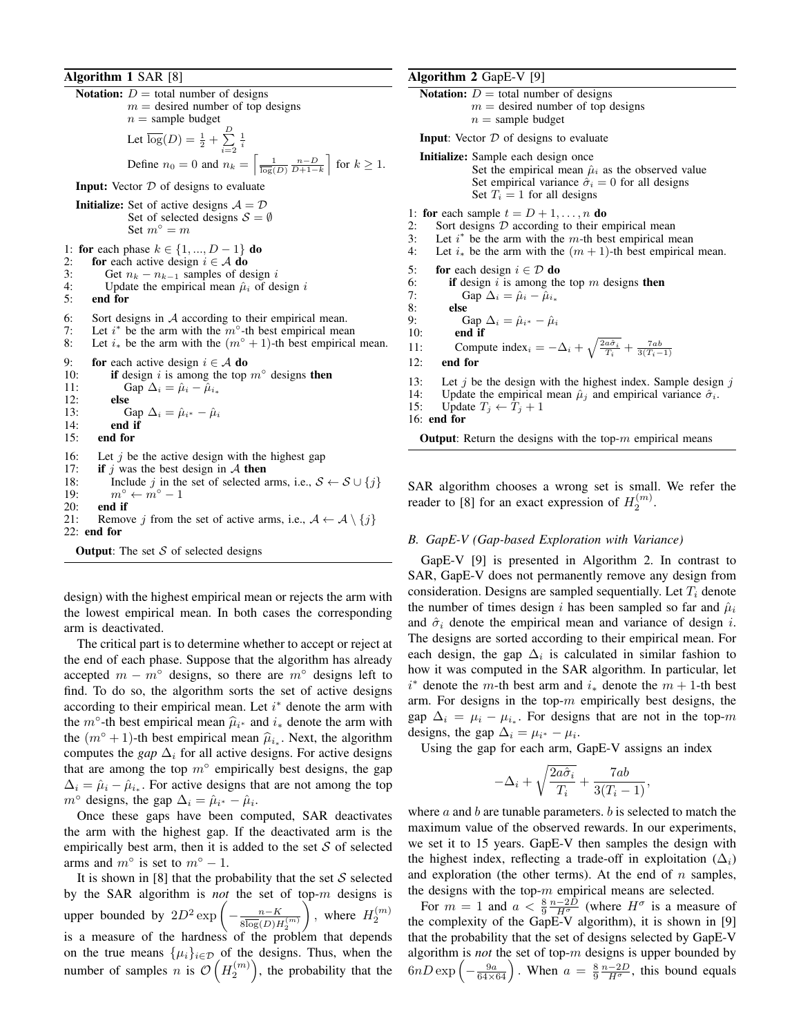**Algorithm 1** SAR [8]

**Notation:** $D$ = total number of designs
$m$ = desired number of top designs
$n$ = sample budget
Let $\overline{\log}(D) = \frac{1}{2} + \sum_{i=2}^{D} \frac{1}{i}$
Define $n_0 = 0$ and $n_k = \left\lceil \frac{1}{\overline{\log}(D)} \frac{n-D}{D+1-k} \right\rceil$ for $k \geq 1$.

**Input:** Vector $\mathcal{D}$ of designs to evaluate

**Initialize:** Set of active designs $\mathcal{A} = \mathcal{D}$
Set of selected designs $\mathcal{S} = \emptyset$
Set $m^\circ = m$

```
1: for each phase k ∈ {1, ..., D − 1} do
2:     for each active design i ∈ A do
3:         Get n_k − n_{k−1} samples of design i
4:         Update the empirical mean μ̂_i of design i
5:     end for
6:     Sort designs in A according to their empirical mean.
7:     Let i* be the arm with the m°-th best empirical mean
8:     Let i_* be the arm with the (m° + 1)-th best empirical mean.
9:     for each active design i ∈ A do
10:        if design i is among the top m° designs then
11:            Gap Δ_i = μ̂_i − μ̂_{i_*}
12:        else
13:            Gap Δ_i = μ̂_{i*} − μ̂_i
14:        end if
15:    end for
16:    Let j be the active design with the highest gap
17:    if j was the best design in A then
18:        Include j in the set of selected arms, i.e., S ← S ∪ {j}
19:        m° ← m° − 1
20:    end if
21:    Remove j from the set of active arms, i.e., A ← A \ {j}
22: end for
```

**Output**: The set $\mathcal{S}$ of selected designs

**Algorithm 2** GapE-V [9]

**Notation:** $D$ = total number of designs
$m$ = desired number of top designs
$n$ = sample budget

**Input**: Vector $\mathcal{D}$ of designs to evaluate

**Initialize:** Sample each design once
Set the empirical mean $\hat{\mu}_i$ as the observed value
Set empirical variance $\hat{\sigma}_i = 0$ for all designs
Set $T_i = 1$ for all designs

```
1: for each sample t = D + 1, ..., n do
2:     Sort designs D according to their empirical mean
3:     Let i* be the arm with the m-th best empirical mean
4:     Let i_* be the arm with the (m + 1)-th best empirical mean.
5:     for each design i ∈ D do
6:         if design i is among the top m designs then
7:             Gap Δ_i = μ̂_i − μ̂_{i_*}
8:         else
9:             Gap Δ_i = μ̂_{i*} − μ̂_i
10:        end if
11:        Compute index_i = −Δ_i + sqrt(2aσ̂_i / T_i) + 7ab / (3(T_i − 1))
12:    end for
13:    Let j be the design with the highest index. Sample design j
14:    Update the empirical mean μ̂_j and empirical variance σ̂_i.
15:    Update T_j ← T_j + 1
16: end for
```

**Output**: Return the designs with the top-$m$ empirical means

design) with the highest empirical mean or rejects the arm with the lowest empirical mean. In both cases the corresponding arm is deactivated.

The critical part is to determine whether to accept or reject at the end of each phase. Suppose that the algorithm has already accepted $m - m^\circ$ designs, so there are $m^\circ$ designs left to find. To do so, the algorithm sorts the set of active designs according to their empirical mean. Let $i^*$ denote the arm with the $m^\circ$-th best empirical mean $\widehat{\mu}_{i^*}$ and $i_*$ denote the arm with the $(m^\circ + 1)$-th best empirical mean $\widehat{\mu}_{i_*}$. Next, the algorithm computes the *gap* $\Delta_i$ for all active designs. For active designs that are among the top $m^\circ$ empirically best designs, the gap $\Delta_i = \hat{\mu}_i - \hat{\mu}_{i_*}$. For active designs that are not among the top $m^\circ$ designs, the gap $\Delta_i = \hat{\mu}_{i^*} - \hat{\mu}_i$.

Once these gaps have been computed, SAR deactivates the arm with the highest gap. If the deactivated arm is the empirically best arm, then it is added to the set $\mathcal{S}$ of selected arms and $m^\circ$ is set to $m^\circ - 1$.

It is shown in [8] that the probability that the set $\mathcal{S}$ selected by the SAR algorithm is *not* the set of top-$m$ designs is upper bounded by $2D^2 \exp\left(-\frac{n-K}{8\overline{\log}(D) H_2^{(m)}}\right)$, where $H_2^{(m)}$ is a measure of the hardness of the problem that depends on the true means $\{\mu_i\}_{i \in \mathcal{D}}$ of the designs. Thus, when the number of samples $n$ is $\mathcal{O}\left(H_2^{(m)}\right)$, the probability that the SAR algorithm chooses a wrong set is small. We refer the reader to [8] for an exact expression of $H_2^{(m)}$.

### B. GapE-V (Gap-based Exploration with Variance)

GapE-V [9] is presented in Algorithm 2. In contrast to SAR, GapE-V does not permanently remove any design from consideration. Designs are sampled sequentially. Let $T_i$ denote the number of times design $i$ has been sampled so far and $\hat{\mu}_i$ and $\hat{\sigma}_i$ denote the empirical mean and variance of design $i$. The designs are sorted according to their empirical mean. For each design, the gap $\Delta_i$ is calculated in similar fashion to how it was computed in the SAR algorithm. In particular, let $i^*$ denote the $m$-th best arm and $i_*$ denote the $m+1$-th best arm. For designs in the top-$m$ empirically best designs, the gap $\Delta_i = \mu_i - \mu_{i_*}$. For designs that are not in the top-$m$ designs, the gap $\Delta_i = \mu_{i^*} - \mu_i$.

Using the gap for each arm, GapE-V assigns an index

$$-\Delta_i + \sqrt{\frac{2a\hat{\sigma}_i}{T_i}} + \frac{7ab}{3(T_i - 1)},$$

where $a$ and $b$ are tunable parameters. $b$ is selected to match the maximum value of the observed rewards. In our experiments, we set it to 15 years. GapE-V then samples the design with the highest index, reflecting a trade-off in exploitation ($\Delta_i$) and exploration (the other terms). At the end of $n$ samples, the designs with the top-$m$ empirical means are selected.

For $m = 1$ and $a < \frac{8}{9} \frac{n-2D}{H^\sigma}$ (where $H^\sigma$ is a measure of the complexity of the GapE-V algorithm), it is shown in [9] that the probability that the set of designs selected by GapE-V algorithm is *not* the set of top-$m$ designs is upper bounded by $6nD \exp\left(-\frac{9a}{64 \times 64}\right)$. When $a = \frac{8}{9} \frac{n-2D}{H^\sigma}$, this bound equals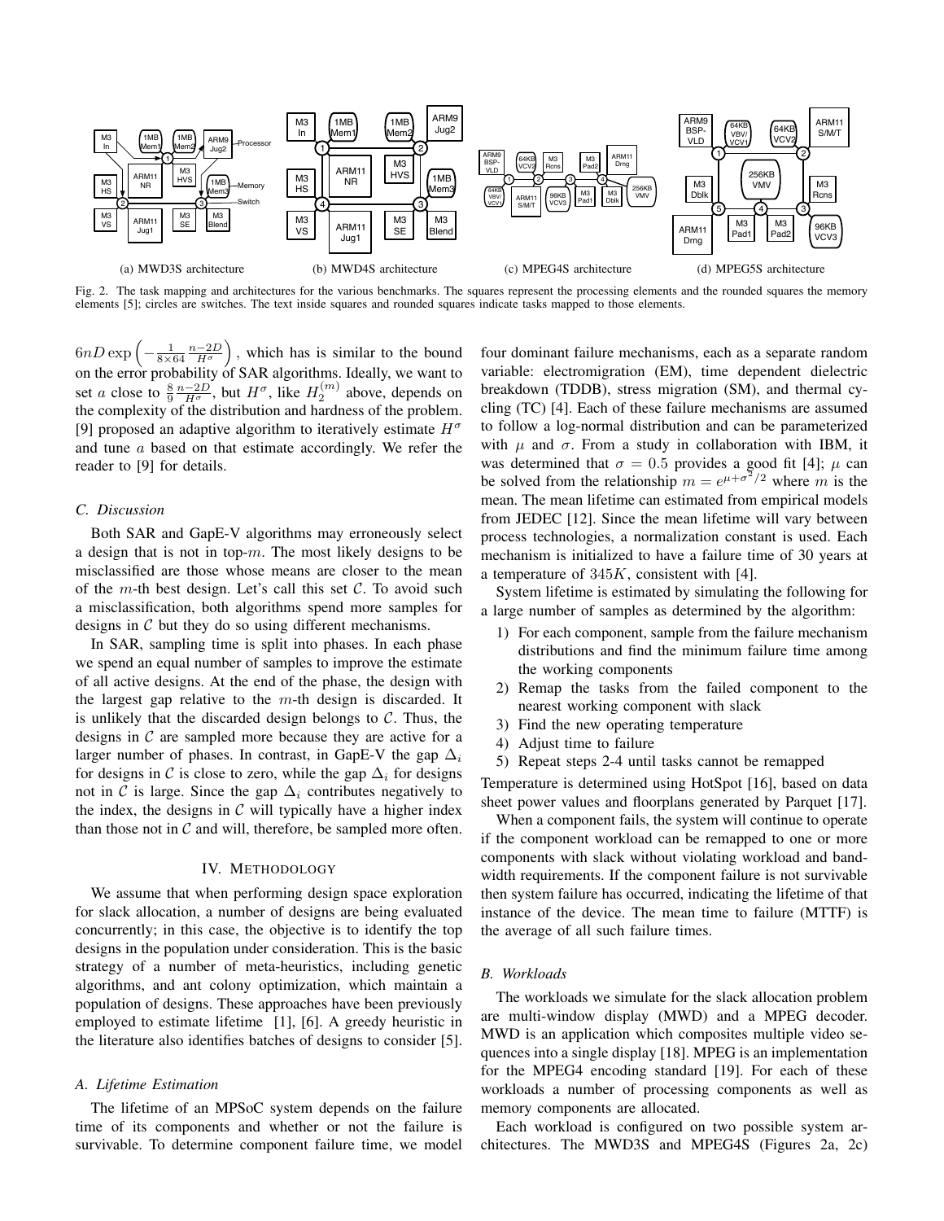Fig. 2. The task mapping and architectures for the various benchmarks. The squares represent the processing elements and the rounded squares the memory elements [5]; circles are switches. The text inside squares and rounded squares indicate tasks mapped to those elements.

(a) MWD3S architecture (b) MWD4S architecture (c) MPEG4S architecture (d) MPEG5S architecture

$6nD \exp\left(-\frac{1}{8\times 64}\frac{n-2D}{H^\sigma}\right)$, which has is similar to the bound on the error probability of SAR algorithms. Ideally, we want to set $a$ close to $\frac{8}{9}\frac{n-2D}{H^\sigma}$, but $H^\sigma$, like $H_2^{(m)}$ above, depends on the complexity of the distribution and hardness of the problem. [9] proposed an adaptive algorithm to iteratively estimate $H^\sigma$ and tune $a$ based on that estimate accordingly. We refer the reader to [9] for details.

### C. Discussion

Both SAR and GapE-V algorithms may erroneously select a design that is not in top-$m$. The most likely designs to be misclassified are those whose means are closer to the mean of the $m$-th best design. Let's call this set $\mathcal{C}$. To avoid such a misclassification, both algorithms spend more samples for designs in $\mathcal{C}$ but they do so using different mechanisms.

In SAR, sampling time is split into phases. In each phase we spend an equal number of samples to improve the estimate of all active designs. At the end of the phase, the design with the largest gap relative to the $m$-th design is discarded. It is unlikely that the discarded design belongs to $\mathcal{C}$. Thus, the designs in $\mathcal{C}$ are sampled more because they are active for a larger number of phases. In contrast, in GapE-V the gap $\Delta_i$ for designs in $\mathcal{C}$ is close to zero, while the gap $\Delta_i$ for designs not in $\mathcal{C}$ is large. Since the gap $\Delta_i$ contributes negatively to the index, the designs in $\mathcal{C}$ will typically have a higher index than those not in $\mathcal{C}$ and will, therefore, be sampled more often.

## IV. Methodology

We assume that when performing design space exploration for slack allocation, a number of designs are being evaluated concurrently; in this case, the objective is to identify the top designs in the population under consideration. This is the basic strategy of a number of meta-heuristics, including genetic algorithms, and ant colony optimization, which maintain a population of designs. These approaches have been previously employed to estimate lifetime [1], [6]. A greedy heuristic in the literature also identifies batches of designs to consider [5].

### A. Lifetime Estimation

The lifetime of an MPSoC system depends on the failure time of its components and whether or not the failure is survivable. To determine component failure time, we model four dominant failure mechanisms, each as a separate random variable: electromigration (EM), time dependent dielectric breakdown (TDDB), stress migration (SM), and thermal cycling (TC) [4]. Each of these failure mechanisms are assumed to follow a log-normal distribution and can be parameterized with $\mu$ and $\sigma$. From a study in collaboration with IBM, it was determined that $\sigma = 0.5$ provides a good fit [4]; $\mu$ can be solved from the relationship $m = e^{\mu+\sigma^2/2}$ where $m$ is the mean. The mean lifetime can estimated from empirical models from JEDEC [12]. Since the mean lifetime will vary between process technologies, a normalization constant is used. Each mechanism is initialized to have a failure time of 30 years at a temperature of $345K$, consistent with [4].

System lifetime is estimated by simulating the following for a large number of samples as determined by the algorithm:

1) For each component, sample from the failure mechanism distributions and find the minimum failure time among the working components
2) Remap the tasks from the failed component to the nearest working component with slack
3) Find the new operating temperature
4) Adjust time to failure
5) Repeat steps 2-4 until tasks cannot be remapped

Temperature is determined using HotSpot [16], based on data sheet power values and floorplans generated by Parquet [17].

When a component fails, the system will continue to operate if the component workload can be remapped to one or more components with slack without violating workload and bandwidth requirements. If the component failure is not survivable then system failure has occurred, indicating the lifetime of that instance of the device. The mean time to failure (MTTF) is the average of all such failure times.

### B. Workloads

The workloads we simulate for the slack allocation problem are multi-window display (MWD) and a MPEG decoder. MWD is an application which composites multiple video sequences into a single display [18]. MPEG is an implementation for the MPEG4 encoding standard [19]. For each of these workloads a number of processing components as well as memory components are allocated.

Each workload is configured on two possible system architectures. The MWD3S and MPEG4S (Figures 2a, 2c)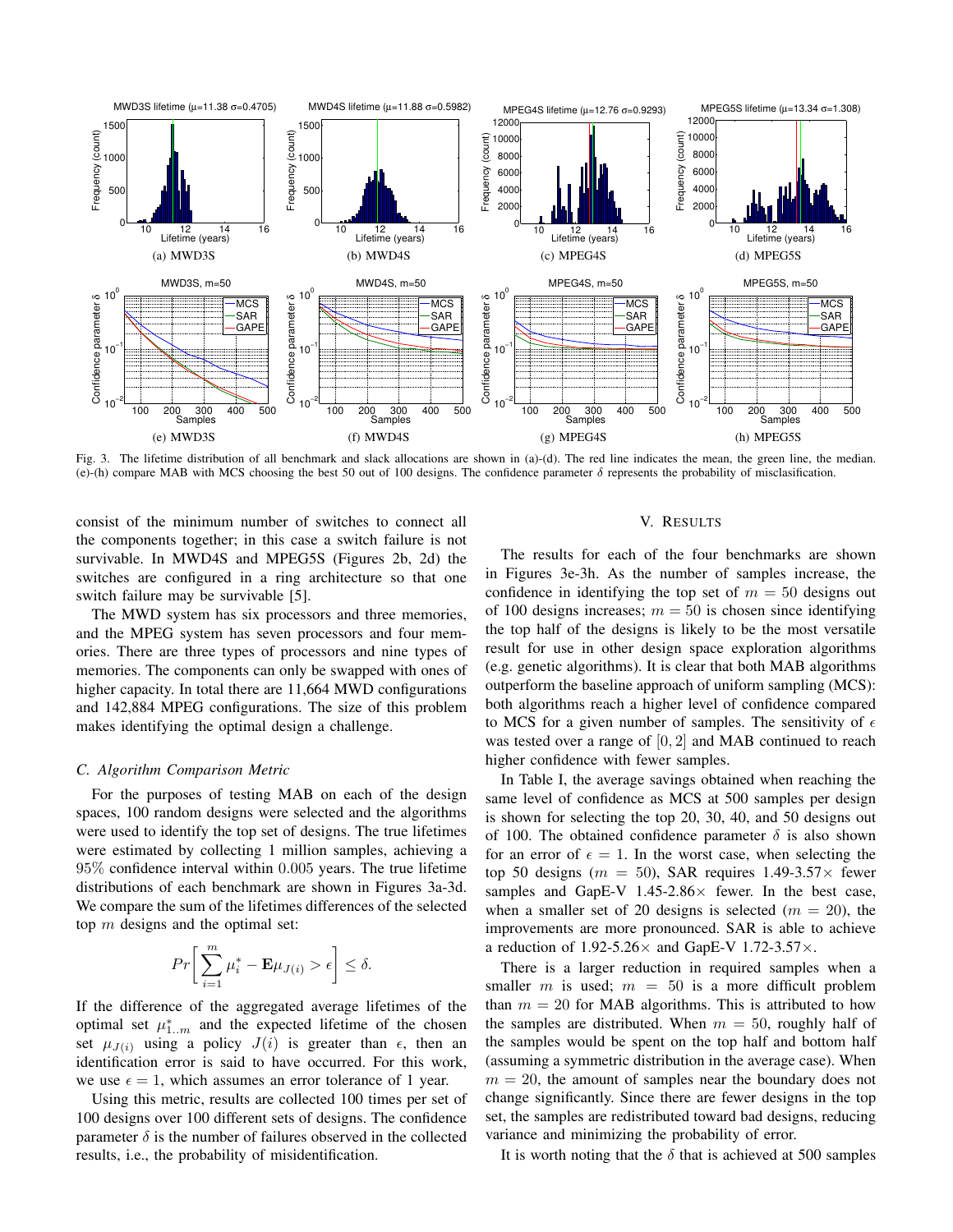Fig. 3. The lifetime distribution of all benchmark and slack allocations are shown in (a)-(d). The red line indicates the mean, the green line, the median. (e)-(h) compare MAB with MCS choosing the best 50 out of 100 designs. The confidence parameter $\delta$ represents the probability of misclasification.

consist of the minimum number of switches to connect all the components together; in this case a switch failure is not survivable. In MWD4S and MPEG5S (Figures 2b, 2d) the switches are configured in a ring architecture so that one switch failure may be survivable [5].

The MWD system has six processors and three memories, and the MPEG system has seven processors and four memories. There are three types of processors and nine types of memories. The components can only be swapped with ones of higher capacity. In total there are 11,664 MWD configurations and 142,884 MPEG configurations. The size of this problem makes identifying the optimal design a challenge.

### C. Algorithm Comparison Metric

For the purposes of testing MAB on each of the design spaces, 100 random designs were selected and the algorithms were used to identify the top set of designs. The true lifetimes were estimated by collecting 1 million samples, achieving a 95% confidence interval within 0.005 years. The true lifetime distributions of each benchmark are shown in Figures 3a-3d. We compare the sum of the lifetimes differences of the selected top $m$ designs and the optimal set:

$$Pr\left[\sum_{i=1}^{m} \mu_i^* - \mathbf{E}\mu_{J(i)} > \epsilon\right] \leq \delta.$$

If the difference of the aggregated average lifetimes of the optimal set $\mu_{1..m}^*$ and the expected lifetime of the chosen set $\mu_{J(i)}$ using a policy $J(i)$ is greater than $\epsilon$, then an identification error is said to have occurred. For this work, we use $\epsilon = 1$, which assumes an error tolerance of 1 year.

Using this metric, results are collected 100 times per set of 100 designs over 100 different sets of designs. The confidence parameter $\delta$ is the number of failures observed in the collected results, i.e., the probability of misidentification.

## V. Results

The results for each of the four benchmarks are shown in Figures 3e-3h. As the number of samples increase, the confidence in identifying the top set of $m = 50$ designs out of 100 designs increases; $m = 50$ is chosen since identifying the top half of the designs is likely to be the most versatile result for use in other design space exploration algorithms (e.g. genetic algorithms). It is clear that both MAB algorithms outperform the baseline approach of uniform sampling (MCS): both algorithms reach a higher level of confidence compared to MCS for a given number of samples. The sensitivity of $\epsilon$ was tested over a range of $[0, 2]$ and MAB continued to reach higher confidence with fewer samples.

In Table I, the average savings obtained when reaching the same level of confidence as MCS at 500 samples per design is shown for selecting the top 20, 30, 40, and 50 designs out of 100. The obtained confidence parameter $\delta$ is also shown for an error of $\epsilon = 1$. In the worst case, when selecting the top 50 designs ($m = 50$), SAR requires 1.49-3.57× fewer samples and GapE-V 1.45-2.86× fewer. In the best case, when a smaller set of 20 designs is selected ($m = 20$), the improvements are more pronounced. SAR is able to achieve a reduction of 1.92-5.26× and GapE-V 1.72-3.57×.

There is a larger reduction in required samples when a smaller $m$ is used; $m = 50$ is a more difficult problem than $m = 20$ for MAB algorithms. This is attributed to how the samples are distributed. When $m = 50$, roughly half of the samples would be spent on the top half and bottom half (assuming a symmetric distribution in the average case). When $m = 20$, the amount of samples near the boundary does not change significantly. Since there are fewer designs in the top set, the samples are redistributed toward bad designs, reducing variance and minimizing the probability of error.

It is worth noting that the $\delta$ that is achieved at 500 samples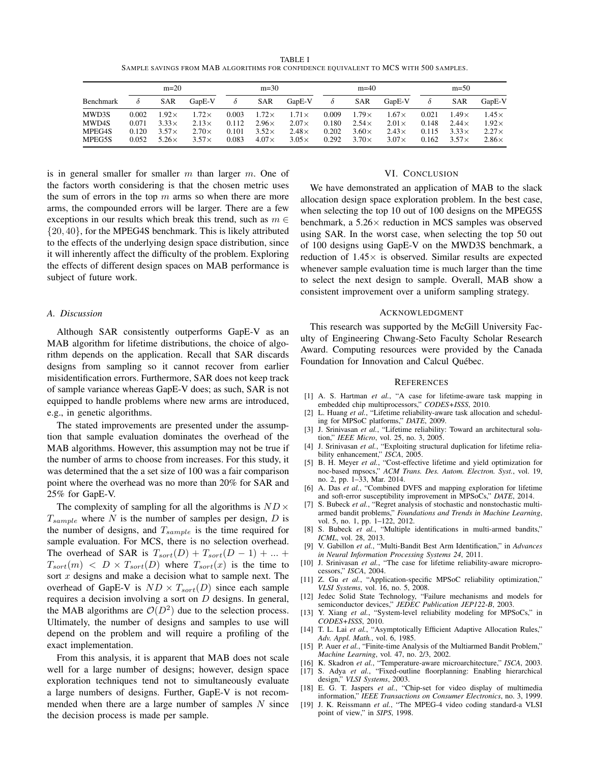TABLE I
SAMPLE SAVINGS FROM MAB ALGORITHMS FOR CONFIDENCE EQUIVALENT TO MCS WITH 500 SAMPLES.

| | m=20 | | | m=30 | | | m=40 | | | m=50 | | |
|---|---|---|---|---|---|---|---|---|---|---|---|---|
| Benchmark | $\delta$ | SAR | GapE-V | $\delta$ | SAR | GapE-V | $\delta$ | SAR | GapE-V | $\delta$ | SAR | GapE-V |
| MWD3S | 0.002 | 1.92× | 1.72× | 0.003 | 1.72× | 1.71× | 0.009 | 1.79× | 1.67× | 0.021 | 1.49× | 1.45× |
| MWD4S | 0.071 | 3.33× | 2.13× | 0.112 | 2.96× | 2.07× | 0.180 | 2.54× | 2.01× | 0.148 | 2.44× | 1.92× |
| MPEG4S | 0.120 | 3.57× | 2.70× | 0.101 | 3.52× | 2.48× | 0.202 | 3.60× | 2.43× | 0.115 | 3.33× | 2.27× |
| MPEG5S | 0.052 | 5.26× | 3.57× | 0.083 | 4.07× | 3.05× | 0.292 | 3.70× | 3.07× | 0.162 | 3.57× | 2.86× |

is in general smaller for smaller $m$ than larger $m$. One of the factors worth considering is that the chosen metric uses the sum of errors in the top $m$ arms so when there are more arms, the compounded errors will be larger. There are a few exceptions in our results which break this trend, such as $m \in \{20, 40\}$, for the MPEG4S benchmark. This is likely attributed to the effects of the underlying design space distribution, since it will inherently affect the difficulty of the problem. Exploring the effects of different design spaces on MAB performance is subject of future work.

### A. Discussion

Although SAR consistently outperforms GapE-V as an MAB algorithm for lifetime distributions, the choice of algorithm depends on the application. Recall that SAR discards designs from sampling so it cannot recover from earlier misidentification errors. Furthermore, SAR does not keep track of sample variance whereas GapE-V does; as such, SAR is not equipped to handle problems where new arms are introduced, e.g., in genetic algorithms.

The stated improvements are presented under the assumption that sample evaluation dominates the overhead of the MAB algorithms. However, this assumption may not be true if the number of arms to choose from increases. For this study, it was determined that the a set size of 100 was a fair comparison point where the overhead was no more than 20% for SAR and 25% for GapE-V.

The complexity of sampling for all the algorithms is $ND \times T_{sample}$ where $N$ is the number of samples per design, $D$ is the number of designs, and $T_{sample}$ is the time required for sample evaluation. For MCS, there is no selection overhead. The overhead of SAR is $T_{sort}(D) + T_{sort}(D-1) + ... + T_{sort}(m) < D \times T_{sort}(D)$ where $T_{sort}(x)$ is the time to sort $x$ designs and make a decision what to sample next. The overhead of GapE-V is $ND \times T_{sort}(D)$ since each sample requires a decision involving a sort on $D$ designs. In general, the MAB algorithms are $\mathcal{O}(D^2)$ due to the selection process. Ultimately, the number of designs and samples to use will depend on the problem and will require a profiling of the exact implementation.

From this analysis, it is apparent that MAB does not scale well for a large number of designs; however, design space exploration techniques tend not to simultaneously evaluate a large numbers of designs. Further, GapE-V is not recommended when there are a large number of samples $N$ since the decision process is made per sample.

## VI. Conclusion

We have demonstrated an application of MAB to the slack allocation design space exploration problem. In the best case, when selecting the top 10 out of 100 designs on the MPEG5S benchmark, a 5.26× reduction in MCS samples was observed using SAR. In the worst case, when selecting the top 50 out of 100 designs using GapE-V on the MWD3S benchmark, a reduction of 1.45× is observed. Similar results are expected whenever sample evaluation time is much larger than the time to select the next design to sample. Overall, MAB show a consistent improvement over a uniform sampling strategy.

## Acknowledgment

This research was supported by the McGill University Faculty of Engineering Chwang-Seto Faculty Scholar Research Award. Computing resources were provided by the Canada Foundation for Innovation and Calcul Québec.

## References

[1] A. S. Hartman *et al.*, "A case for lifetime-aware task mapping in embedded chip multiprocessors," *CODES+ISSS*, 2010.

[2] L. Huang *et al.*, "Lifetime reliability-aware task allocation and scheduling for MPSoC platforms," *DATE*, 2009.

[3] J. Srinivasan *et al.*, "Lifetime reliability: Toward an architectural solution," *IEEE Micro*, vol. 25, no. 3, 2005.

[4] J. Srinivasan *et al.*, "Exploiting structural duplication for lifetime reliability enhancement," *ISCA*, 2005.

[5] B. H. Meyer *et al.*, "Cost-effective lifetime and yield optimization for noc-based mpsocs," *ACM Trans. Des. Autom. Electron. Syst.*, vol. 19, no. 2, pp. 1–33, Mar. 2014.

[6] A. Das *et al.*, "Combined DVFS and mapping exploration for lifetime and soft-error susceptibility improvement in MPSoCs," *DATE*, 2014.

[7] S. Bubeck *et al.*, "Regret analysis of stochastic and nonstochastic multi-armed bandit problems," *Foundations and Trends in Machine Learning*, vol. 5, no. 1, pp. 1–122, 2012.

[8] S. Bubeck *et al.*, "Multiple identifications in multi-armed bandits," *ICML*, vol. 28, 2013.

[9] V. Gabillon *et al.*, "Multi-Bandit Best Arm Identification," in *Advances in Neural Information Processing Systems 24*, 2011.

[10] J. Srinivasan *et al.*, "The case for lifetime reliability-aware microprocessors," *ISCA*, 2004.

[11] Z. Gu *et al.*, "Application-specific MPSoC reliability optimization," *VLSI Systems*, vol. 16, no. 5, 2008.

[12] Jedec Solid State Technology, "Failure mechanisms and models for semiconductor devices," *JEDEC Publication JEP122-B*, 2003.

[13] Y. Xiang *et al.*, "System-level reliability modeling for MPSoCs," in *CODES+ISSS*, 2010.

[14] T. L. Lai *et al.*, "Asymptotically Efficient Adaptive Allocation Rules," *Adv. Appl. Math.*, vol. 6, 1985.

[15] P. Auer *et al.*, "Finite-time Analysis of the Multiarmed Bandit Problem," *Machine Learning*, vol. 47, no. 2/3, 2002.

[16] K. Skadron *et al.*, "Temperature-aware microarchitecture," *ISCA*, 2003.

[17] S. Adya *et al.*, "Fixed-outline floorplanning: Enabling hierarchical design," *VLSI Systems*, 2003.

[18] E. G. T. Jaspers *et al.*, "Chip-set for video display of multimedia information," *IEEE Transactions on Consumer Electronics*, no. 3, 1999.

[19] J. K. Reissmann *et al.*, "The MPEG-4 video coding standard-a VLSI point of view," in *SIPS*, 1998.